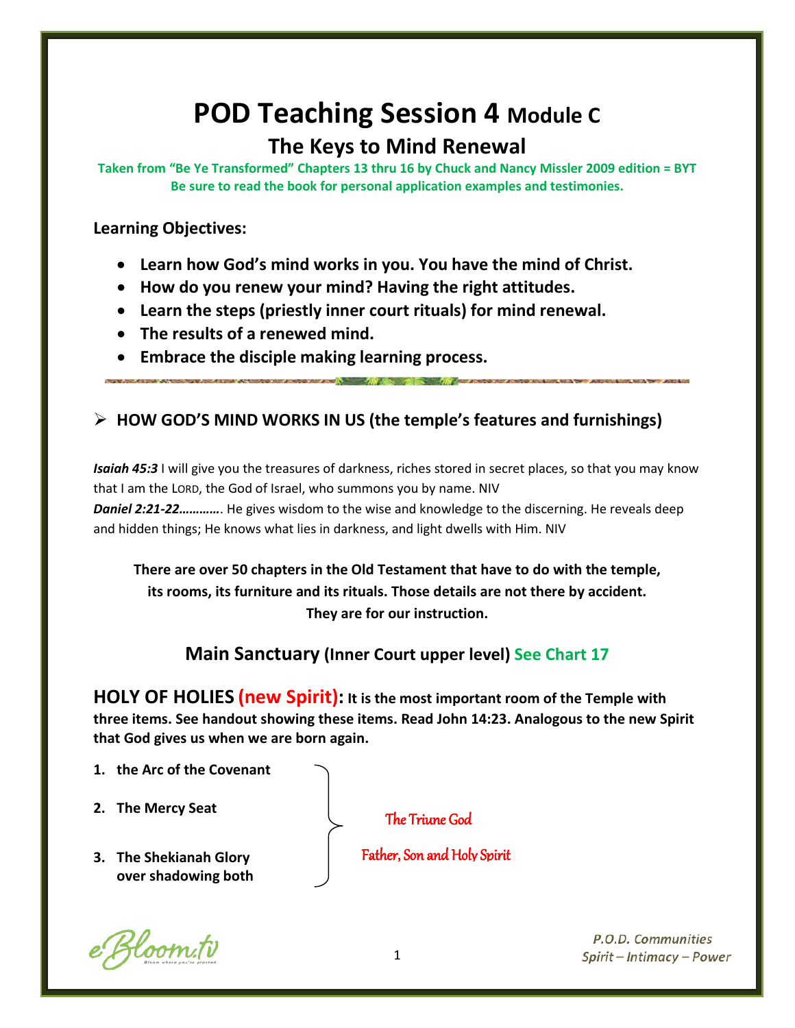# POD Teaching Session 4 Module C

## The Keys to Mind Renewal

**Taken from "Be Ye Transformed" Chapters 13 thru 16 by Chuck and Nancy Missler 2009 edition = BYT**
**Be sure to read the book for personal application examples and testimonies.**

**Learning Objectives:**

- **Learn how God's mind works in you. You have the mind of Christ.**
- **How do you renew your mind? Having the right attitudes.**
- **Learn the steps (priestly inner court rituals) for mind renewal.**
- **The results of a renewed mind.**
- **Embrace the disciple making learning process.**

### ➢ HOW GOD'S MIND WORKS IN US (the temple's features and furnishings)

***Isaiah 45:3*** I will give you the treasures of darkness, riches stored in secret places, so that you may know that I am the LORD, the God of Israel, who summons you by name. NIV
***Daniel 2:21-22…………***. He gives wisdom to the wise and knowledge to the discerning. He reveals deep and hidden things; He knows what lies in darkness, and light dwells with Him. NIV

**There are over 50 chapters in the Old Testament that have to do with the temple, its rooms, its furniture and its rituals. Those details are not there by accident. They are for our instruction.**

### Main Sanctuary (Inner Court upper level) See Chart 17

**HOLY OF HOLIES (new Spirit): It is the most important room of the Temple with three items. See handout showing these items. Read John 14:23. Analogous to the new Spirit that God gives us when we are born again.**

1. **the Arc of the Covenant**
2. **The Mercy Seat**
3. **The Shekianah Glory over shadowing both**

The Triune God
Father, Son and Holy Spirit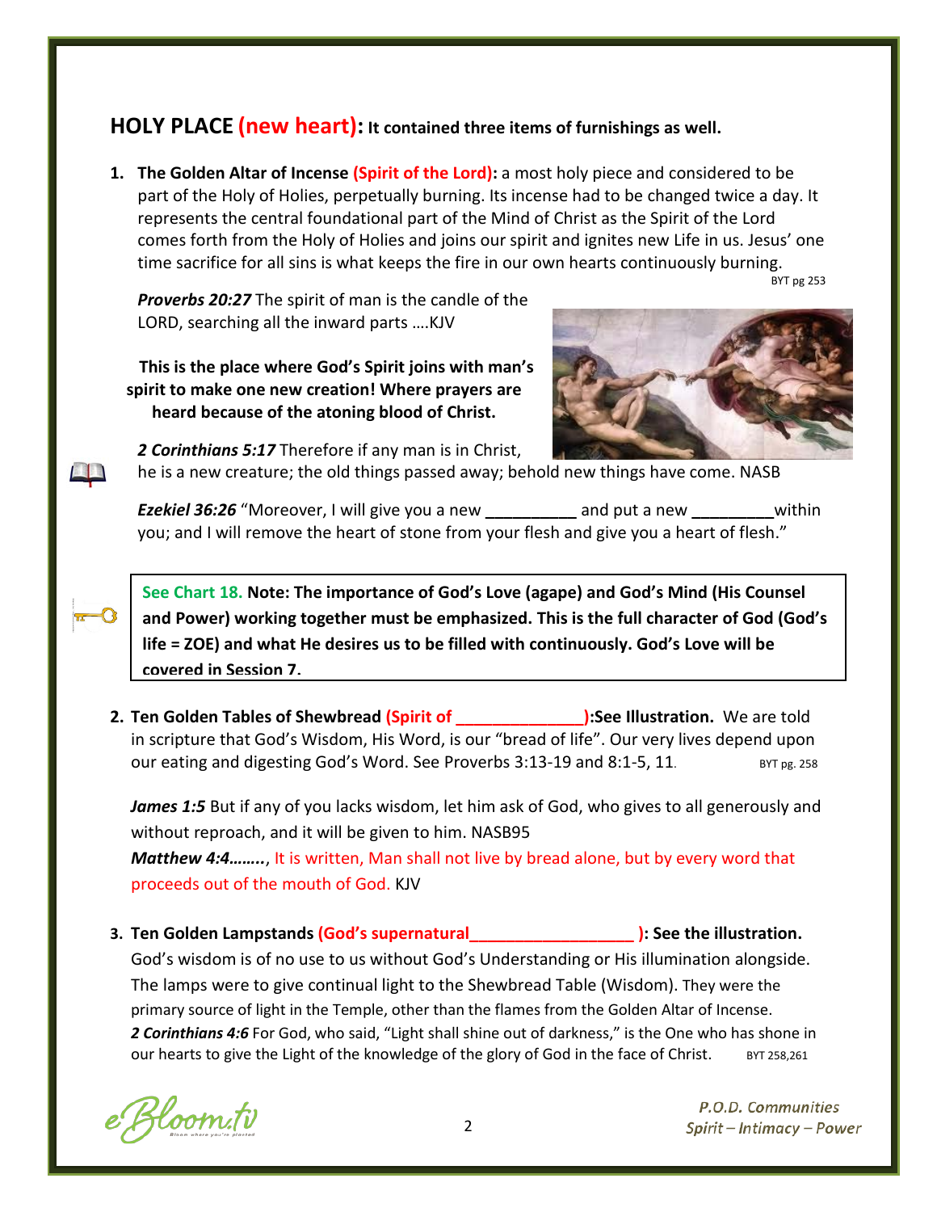## HOLY PLACE (new heart): It contained three items of furnishings as well.

1. **The Golden Altar of Incense (Spirit of the Lord):** a most holy piece and considered to be part of the Holy of Holies, perpetually burning. Its incense had to be changed twice a day. It represents the central foundational part of the Mind of Christ as the Spirit of the Lord comes forth from the Holy of Holies and joins our spirit and ignites new Life in us. Jesus' one time sacrifice for all sins is what keeps the fire in our own hearts continuously burning. BYT pg 253

   ***Proverbs 20:27*** The spirit of man is the candle of the LORD, searching all the inward parts ….KJV

   **This is the place where God's Spirit joins with man's spirit to make one new creation! Where prayers are heard because of the atoning blood of Christ.**

   ***2 Corinthians 5:17*** Therefore if any man is in Christ, he is a new creature; the old things passed away; behold new things have come. NASB

   ***Ezekiel 36:26*** "Moreover, I will give you a new __________ and put a new _________within you; and I will remove the heart of stone from your flesh and give you a heart of flesh."

> See Chart 18. **Note: The importance of God's Love (agape) and God's Mind (His Counsel and Power) working together must be emphasized. This is the full character of God (God's life = ZOE) and what He desires us to be filled with continuously. God's Love will be covered in Session 7.**

2. **Ten Golden Tables of Shewbread (Spirit of ______________):See Illustration.** We are told in scripture that God's Wisdom, His Word, is our "bread of life". Our very lives depend upon our eating and digesting God's Word. See Proverbs 3:13-19 and 8:1-5, 11. BYT pg. 258

   ***James 1:5*** But if any of you lacks wisdom, let him ask of God, who gives to all generously and without reproach, and it will be given to him. NASB95

   ***Matthew 4:4……..***, It is written, Man shall not live by bread alone, but by every word that proceeds out of the mouth of God. KJV

3. **Ten Golden Lampstands (God's supernatural__________________ ): See the illustration.** God's wisdom is of no use to us without God's Understanding or His illumination alongside. The lamps were to give continual light to the Shewbread Table (Wisdom). They were the primary source of light in the Temple, other than the flames from the Golden Altar of Incense.

   ***2 Corinthians 4:6*** For God, who said, "Light shall shine out of darkness," is the One who has shone in our hearts to give the Light of the knowledge of the glory of God in the face of Christ. BYT 258,261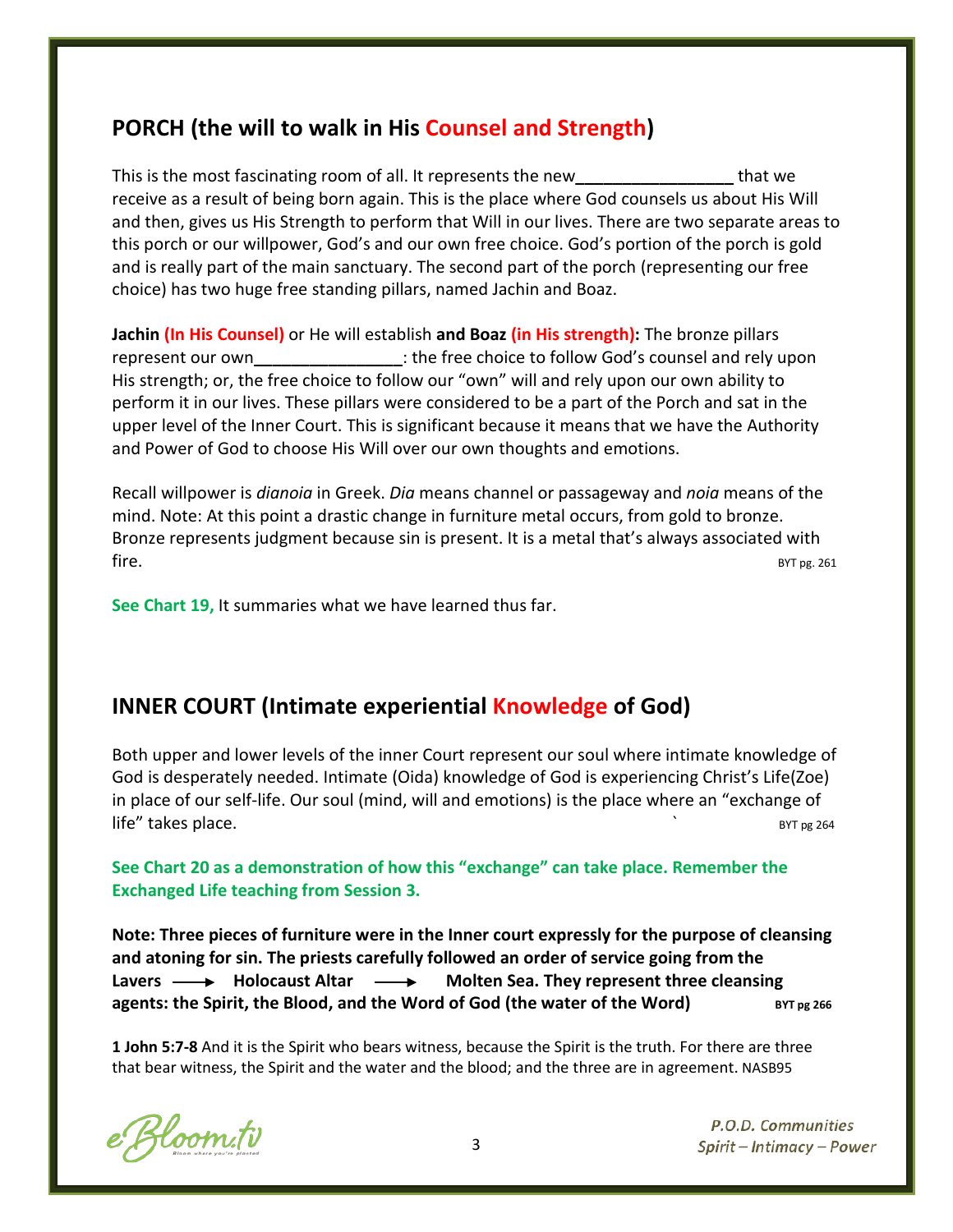## PORCH (the will to walk in His Counsel and Strength)

This is the most fascinating room of all. It represents the new________________ that we receive as a result of being born again. This is the place where God counsels us about His Will and then, gives us His Strength to perform that Will in our lives. There are two separate areas to this porch or our willpower, God's and our own free choice. God's portion of the porch is gold and is really part of the main sanctuary. The second part of the porch (representing our free choice) has two huge free standing pillars, named Jachin and Boaz.

**Jachin (In His Counsel)** or He will establish **and Boaz (in His strength):** The bronze pillars represent our own________________: the free choice to follow God's counsel and rely upon His strength; or, the free choice to follow our "own" will and rely upon our own ability to perform it in our lives. These pillars were considered to be a part of the Porch and sat in the upper level of the Inner Court. This is significant because it means that we have the Authority and Power of God to choose His Will over our own thoughts and emotions.

Recall willpower is *dianoia* in Greek. *Dia* means channel or passageway and *noia* means of the mind. Note: At this point a drastic change in furniture metal occurs, from gold to bronze. Bronze represents judgment because sin is present. It is a metal that's always associated with fire. BYT pg. 261

**See Chart 19,** It summaries what we have learned thus far.

## INNER COURT (Intimate experiential Knowledge of God)

Both upper and lower levels of the inner Court represent our soul where intimate knowledge of God is desperately needed. Intimate (Oida) knowledge of God is experiencing Christ's Life(Zoe) in place of our self-life. Our soul (mind, will and emotions) is the place where an "exchange of life" takes place. BYT pg 264

**See Chart 20 as a demonstration of how this "exchange" can take place. Remember the Exchanged Life teaching from Session 3.**

**Note: Three pieces of furniture were in the Inner court expressly for the purpose of cleansing and atoning for sin. The priests carefully followed an order of service going from the Lavers ⟶ Holocaust Altar ⟶ Molten Sea. They represent three cleansing agents: the Spirit, the Blood, and the Word of God (the water of the Word)** **BYT pg 266**

**1 John 5:7-8** And it is the Spirit who bears witness, because the Spirit is the truth. For there are three that bear witness, the Spirit and the water and the blood; and the three are in agreement. NASB95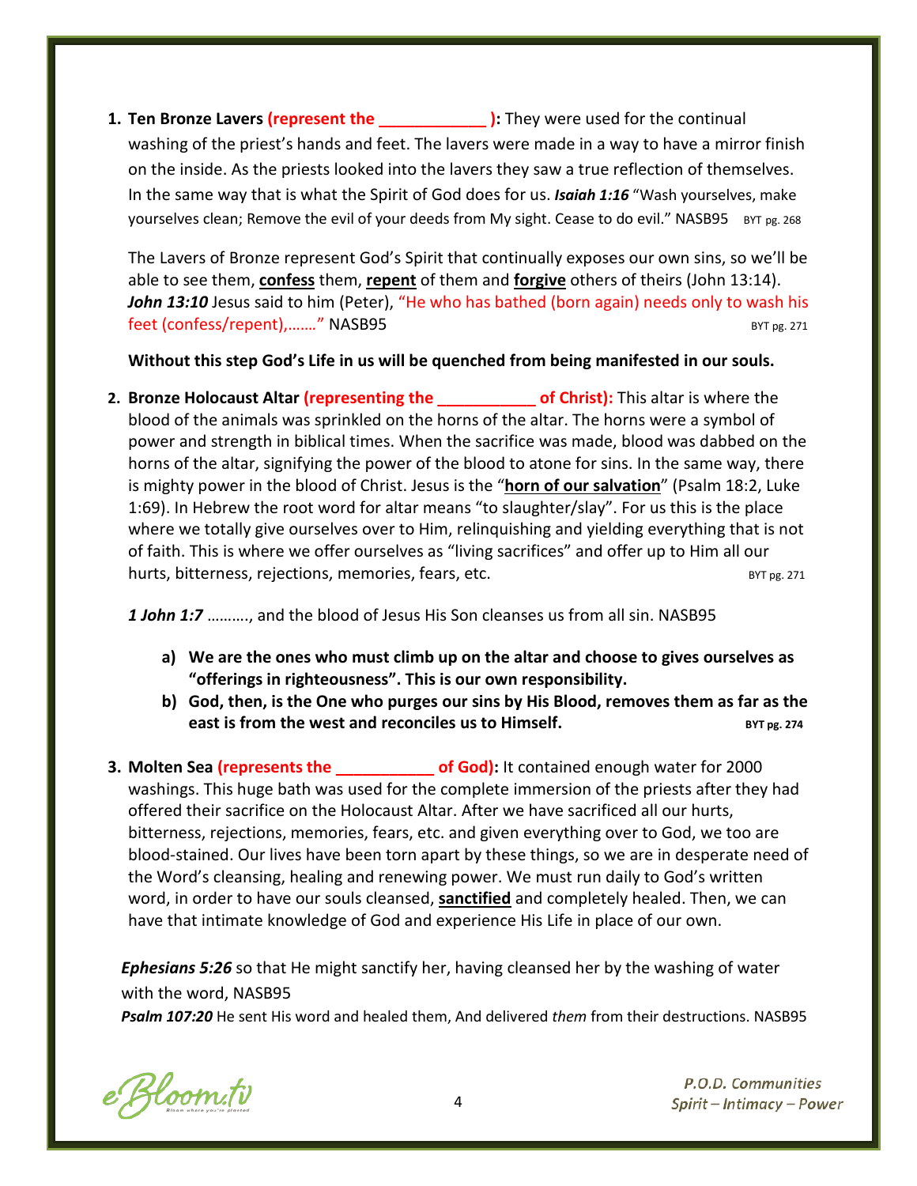1. **Ten Bronze Lavers (represent the ____________ ):** They were used for the continual washing of the priest's hands and feet. The lavers were made in a way to have a mirror finish on the inside. As the priests looked into the lavers they saw a true reflection of themselves. In the same way that is what the Spirit of God does for us. ***Isaiah 1:16*** "Wash yourselves, make yourselves clean; Remove the evil of your deeds from My sight. Cease to do evil." NASB95 BYT pg. 268

   The Lavers of Bronze represent God's Spirit that continually exposes our own sins, so we'll be able to see them, **confess** them, **repent** of them and **forgive** others of theirs (John 13:14). ***John 13:10*** Jesus said to him (Peter), "He who has bathed (born again) needs only to wash his feet (confess/repent),……." NASB95 BYT pg. 271

   **Without this step God's Life in us will be quenched from being manifested in our souls.**

2. **Bronze Holocaust Altar (representing the ___________ of Christ):** This altar is where the blood of the animals was sprinkled on the horns of the altar. The horns were a symbol of power and strength in biblical times. When the sacrifice was made, blood was dabbed on the horns of the altar, signifying the power of the blood to atone for sins. In the same way, there is mighty power in the blood of Christ. Jesus is the "**horn of our salvation**" (Psalm 18:2, Luke 1:69). In Hebrew the root word for altar means "to slaughter/slay". For us this is the place where we totally give ourselves over to Him, relinquishing and yielding everything that is not of faith. This is where we offer ourselves as "living sacrifices" and offer up to Him all our hurts, bitterness, rejections, memories, fears, etc. BYT pg. 271

   ***1 John 1:7*** ………., and the blood of Jesus His Son cleanses us from all sin. NASB95

   a) **We are the ones who must climb up on the altar and choose to gives ourselves as "offerings in righteousness". This is our own responsibility.**
   b) **God, then, is the One who purges our sins by His Blood, removes them as far as the east is from the west and reconciles us to Himself.** **BYT pg. 274**

3. **Molten Sea (represents the ___________ of God):** It contained enough water for 2000 washings. This huge bath was used for the complete immersion of the priests after they had offered their sacrifice on the Holocaust Altar. After we have sacrificed all our hurts, bitterness, rejections, memories, fears, etc. and given everything over to God, we too are blood-stained. Our lives have been torn apart by these things, so we are in desperate need of the Word's cleansing, healing and renewing power. We must run daily to God's written word, in order to have our souls cleansed, **sanctified** and completely healed. Then, we can have that intimate knowledge of God and experience His Life in place of our own.

***Ephesians 5:26*** so that He might sanctify her, having cleansed her by the washing of water with the word, NASB95

***Psalm 107:20*** He sent His word and healed them, And delivered *them* from their destructions. NASB95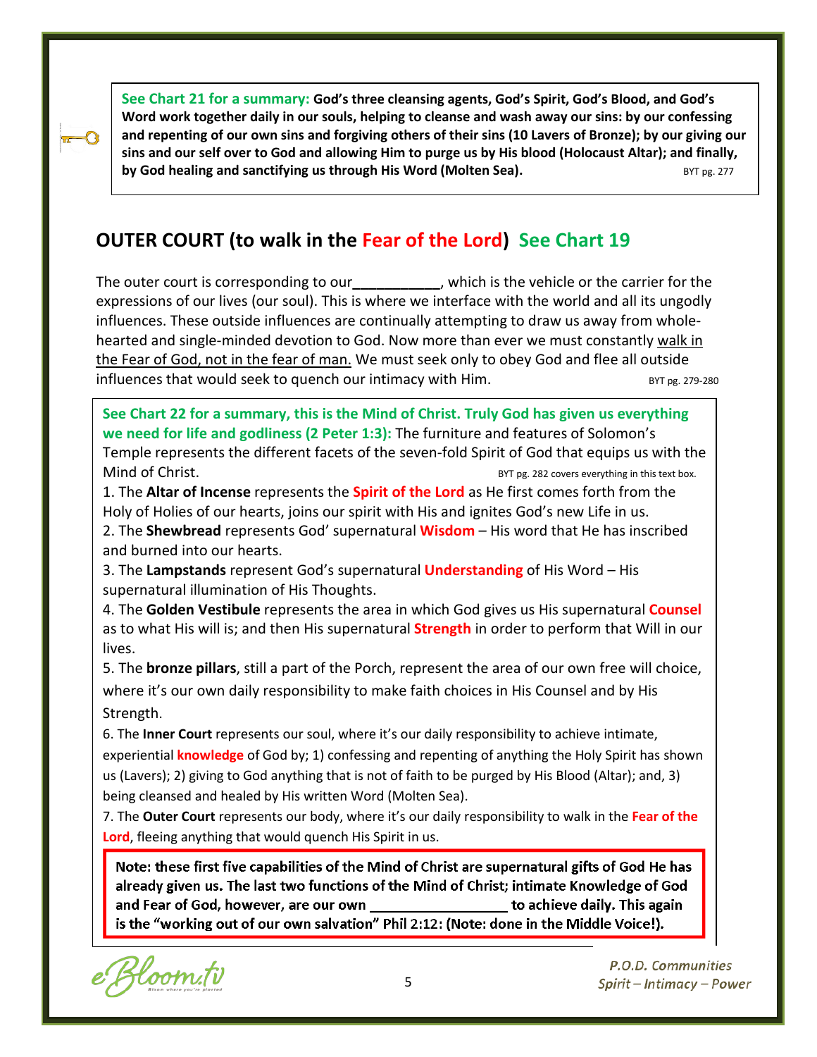**See Chart 21 for a summary: God's three cleansing agents, God's Spirit, God's Blood, and God's Word work together daily in our souls, helping to cleanse and wash away our sins: by our confessing and repenting of our own sins and forgiving others of their sins (10 Lavers of Bronze); by our giving our sins and our self over to God and allowing Him to purge us by His blood (Holocaust Altar); and finally, by God healing and sanctifying us through His Word (Molten Sea).** BYT pg. 277

## OUTER COURT (to walk in the Fear of the Lord) See Chart 19

The outer court is corresponding to our___________, which is the vehicle or the carrier for the expressions of our lives (our soul). This is where we interface with the world and all its ungodly influences. These outside influences are continually attempting to draw us away from whole-hearted and single-minded devotion to God. Now more than ever we must constantly walk in the Fear of God, not in the fear of man. We must seek only to obey God and flee all outside influences that would seek to quench our intimacy with Him. BYT pg. 279-280

**See Chart 22 for a summary, this is the Mind of Christ. Truly God has given us everything we need for life and godliness (2 Peter 1:3):** The furniture and features of Solomon's Temple represents the different facets of the seven-fold Spirit of God that equips us with the Mind of Christ. BYT pg. 282 covers everything in this text box.

1. The **Altar of Incense** represents the **Spirit of the Lord** as He first comes forth from the Holy of Holies of our hearts, joins our spirit with His and ignites God's new Life in us.
2. The **Shewbread** represents God' supernatural **Wisdom** – His word that He has inscribed and burned into our hearts.
3. The **Lampstands** represent God's supernatural **Understanding** of His Word – His supernatural illumination of His Thoughts.
4. The **Golden Vestibule** represents the area in which God gives us His supernatural **Counsel** as to what His will is; and then His supernatural **Strength** in order to perform that Will in our lives.
5. The **bronze pillars**, still a part of the Porch, represent the area of our own free will choice, where it's our own daily responsibility to make faith choices in His Counsel and by His Strength.
6. The **Inner Court** represents our soul, where it's our daily responsibility to achieve intimate, experiential **knowledge** of God by; 1) confessing and repenting of anything the Holy Spirit has shown us (Lavers); 2) giving to God anything that is not of faith to be purged by His Blood (Altar); and, 3) being cleansed and healed by His written Word (Molten Sea).
7. The **Outer Court** represents our body, where it's our daily responsibility to walk in the **Fear of the Lord**, fleeing anything that would quench His Spirit in us.

**Note: these first five capabilities of the Mind of Christ are supernatural gifts of God He has already given us. The last two functions of the Mind of Christ; intimate Knowledge of God and Fear of God, however, are our own _________________ to achieve daily. This again is the "working out of our own salvation" Phil 2:12: (Note: done in the Middle Voice!).**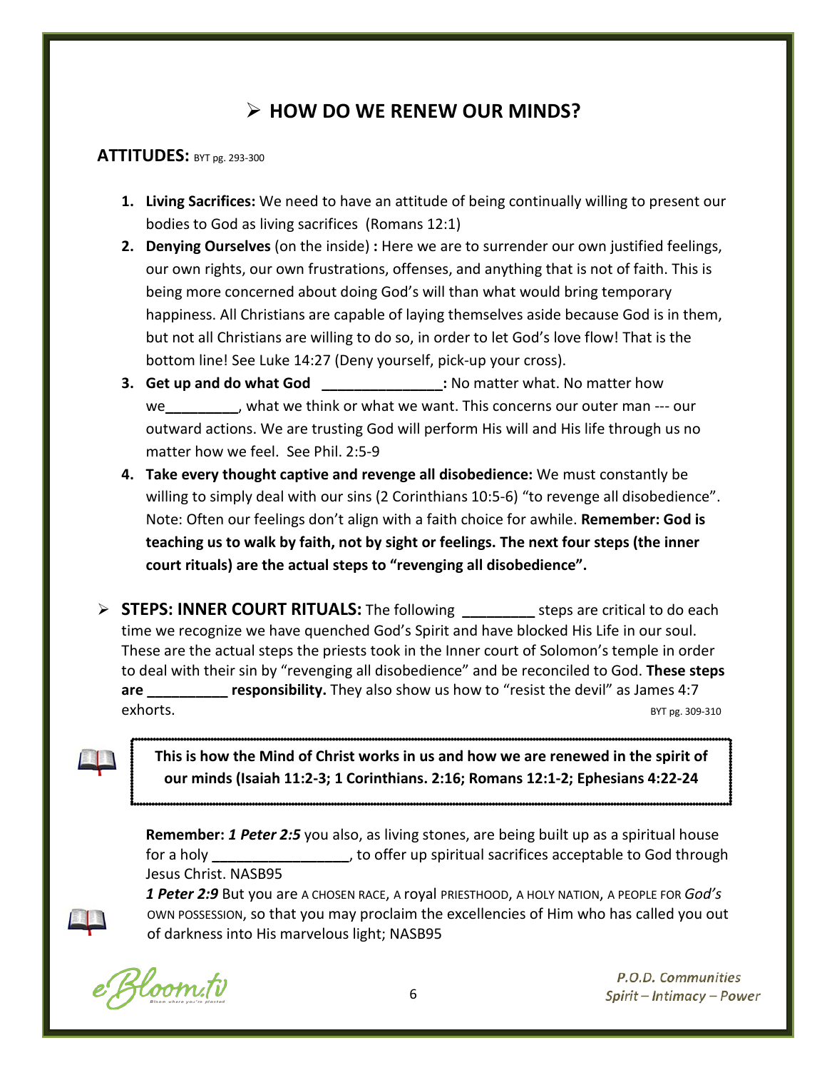# ➢ HOW DO WE RENEW OUR MINDS?

**ATTITUDES:** BYT pg. 293-300

1. **Living Sacrifices:** We need to have an attitude of being continually willing to present our bodies to God as living sacrifices (Romans 12:1)
2. **Denying Ourselves** (on the inside) **:** Here we are to surrender our own justified feelings, our own rights, our own frustrations, offenses, and anything that is not of faith. This is being more concerned about doing God's will than what would bring temporary happiness. All Christians are capable of laying themselves aside because God is in them, but not all Christians are willing to do so, in order to let God's love flow! That is the bottom line! See Luke 14:27 (Deny yourself, pick-up your cross).
3. **Get up and do what God ______________:** No matter what. No matter how we_________, what we think or what we want. This concerns our outer man --- our outward actions. We are trusting God will perform His will and His life through us no matter how we feel. See Phil. 2:5-9
4. **Take every thought captive and revenge all disobedience:** We must constantly be willing to simply deal with our sins (2 Corinthians 10:5-6) "to revenge all disobedience". Note: Often our feelings don't align with a faith choice for awhile. **Remember: God is teaching us to walk by faith, not by sight or feelings. The next four steps (the inner court rituals) are the actual steps to "revenging all disobedience".**

➢ **STEPS: INNER COURT RITUALS:** The following _________ steps are critical to do each time we recognize we have quenched God's Spirit and have blocked His Life in our soul. These are the actual steps the priests took in the Inner court of Solomon's temple in order to deal with their sin by "revenging all disobedience" and be reconciled to God. **These steps are __________ responsibility.** They also show us how to "resist the devil" as James 4:7 exhorts. BYT pg. 309-310

**This is how the Mind of Christ works in us and how we are renewed in the spirit of our minds (Isaiah 11:2-3; 1 Corinthians. 2:16; Romans 12:1-2; Ephesians 4:22-24**

**Remember:** ***1 Peter 2:5*** you also, as living stones, are being built up as a spiritual house for a holy _________________, to offer up spiritual sacrifices acceptable to God through Jesus Christ. NASB95

***1 Peter 2:9*** But you are A CHOSEN RACE, A royal PRIESTHOOD, A HOLY NATION, A PEOPLE FOR *God's* OWN POSSESSION, so that you may proclaim the excellencies of Him who has called you out of darkness into His marvelous light; NASB95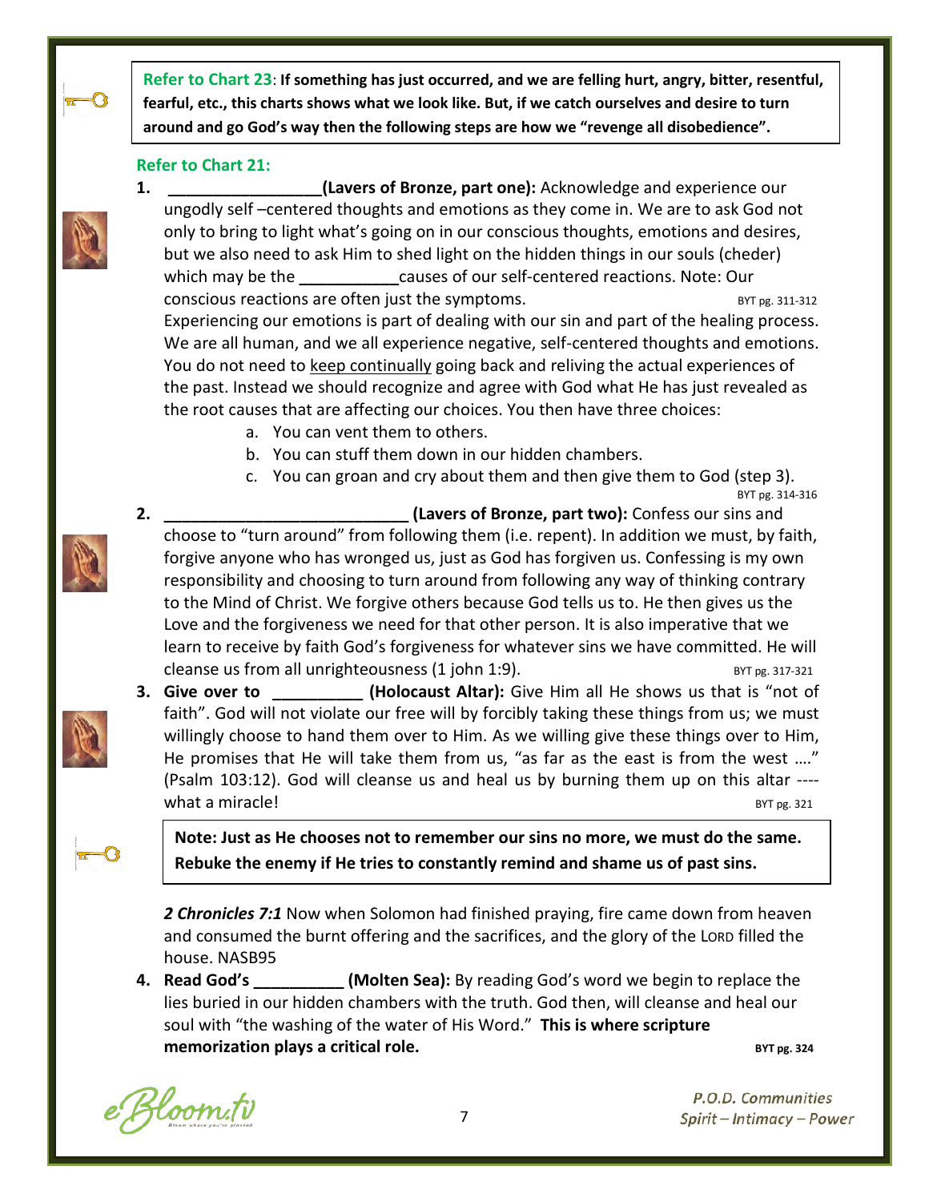**Refer to Chart 23**: **If something has just occurred, and we are felling hurt, angry, bitter, resentful, fearful, etc., this charts shows what we look like. But, if we catch ourselves and desire to turn around and go God's way then the following steps are how we "revenge all disobedience".**

**Refer to Chart 21:**

1. **_________________(Lavers of Bronze, part one):** Acknowledge and experience our ungodly self –centered thoughts and emotions as they come in. We are to ask God not only to bring to light what's going on in our conscious thoughts, emotions and desires, but we also need to ask Him to shed light on the hidden things in our souls (cheder) which may be the ___________causes of our self-centered reactions. Note: Our conscious reactions are often just the symptoms. BYT pg. 311-312

   Experiencing our emotions is part of dealing with our sin and part of the healing process. We are all human, and we all experience negative, self-centered thoughts and emotions. You do not need to keep continually going back and reliving the actual experiences of the past. Instead we should recognize and agree with God what He has just revealed as the root causes that are affecting our choices. You then have three choices:

   a. You can vent them to others.
   b. You can stuff them down in our hidden chambers.
   c. You can groan and cry about them and then give them to God (step 3).

   BYT pg. 314-316

2. **____________________________ (Lavers of Bronze, part two):** Confess our sins and choose to "turn around" from following them (i.e. repent). In addition we must, by faith, forgive anyone who has wronged us, just as God has forgiven us. Confessing is my own responsibility and choosing to turn around from following any way of thinking contrary to the Mind of Christ. We forgive others because God tells us to. He then gives us the Love and the forgiveness we need for that other person. It is also imperative that we learn to receive by faith God's forgiveness for whatever sins we have committed. He will cleanse us from all unrighteousness (1 john 1:9). BYT pg. 317-321

3. **Give over to __________ (Holocaust Altar):** Give Him all He shows us that is "not of faith". God will not violate our free will by forcibly taking these things from us; we must willingly choose to hand them over to Him. As we willing give these things over to Him, He promises that He will take them from us, "as far as the east is from the west …." (Psalm 103:12). God will cleanse us and heal us by burning them up on this altar ---- what a miracle! BYT pg. 321

   **Note: Just as He chooses not to remember our sins no more, we must do the same. Rebuke the enemy if He tries to constantly remind and shame us of past sins.**

   ***2 Chronicles 7:1*** Now when Solomon had finished praying, fire came down from heaven and consumed the burnt offering and the sacrifices, and the glory of the LORD filled the house. NASB95

4. **Read God's __________ (Molten Sea):** By reading God's word we begin to replace the lies buried in our hidden chambers with the truth. God then, will cleanse and heal our soul with "the washing of the water of His Word." **This is where scripture memorization plays a critical role.** **BYT pg. 324**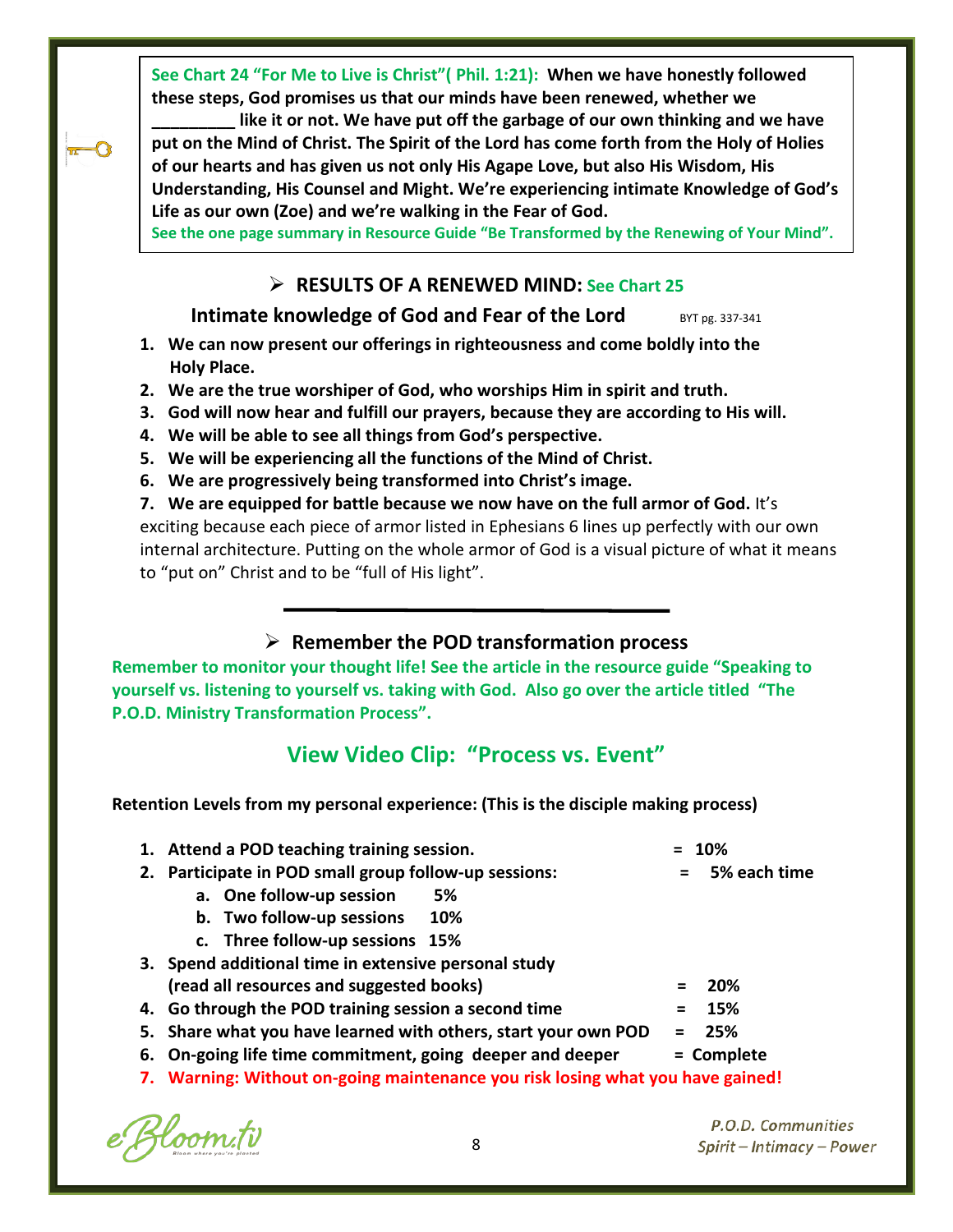**See Chart 24 "For Me to Live is Christ"( Phil. 1:21): When we have honestly followed these steps, God promises us that our minds have been renewed, whether we _________ like it or not. We have put off the garbage of our own thinking and we have put on the Mind of Christ. The Spirit of the Lord has come forth from the Holy of Holies of our hearts and has given us not only His Agape Love, but also His Wisdom, His Understanding, His Counsel and Might. We're experiencing intimate Knowledge of God's Life as our own (Zoe) and we're walking in the Fear of God.**

**See the one page summary in Resource Guide "Be Transformed by the Renewing of Your Mind".**

## ➢ RESULTS OF A RENEWED MIND: See Chart 25

### Intimate knowledge of God and Fear of the Lord

BYT pg. 337-341

1. **We can now present our offerings in righteousness and come boldly into the Holy Place.**
2. **We are the true worshiper of God, who worships Him in spirit and truth.**
3. **God will now hear and fulfill our prayers, because they are according to His will.**
4. **We will be able to see all things from God's perspective.**
5. **We will be experiencing all the functions of the Mind of Christ.**
6. **We are progressively being transformed into Christ's image.**
7. **We are equipped for battle because we now have on the full armor of God.** It's exciting because each piece of armor listed in Ephesians 6 lines up perfectly with our own internal architecture. Putting on the whole armor of God is a visual picture of what it means to "put on" Christ and to be "full of His light".

---

## ➢ Remember the POD transformation process

**Remember to monitor your thought life! See the article in the resource guide "Speaking to yourself vs. listening to yourself vs. taking with God. Also go over the article titled "The P.O.D. Ministry Transformation Process".**

## View Video Clip: "Process vs. Event"

**Retention Levels from my personal experience: (This is the disciple making process)**

1. **Attend a POD teaching training session.** = **10%**
2. **Participate in POD small group follow-up sessions:** = **5% each time**
   a. **One follow-up session 5%**
   b. **Two follow-up sessions 10%**
   c. **Three follow-up sessions 15%**
3. **Spend additional time in extensive personal study (read all resources and suggested books)** = **20%**
4. **Go through the POD training session a second time** = **15%**
5. **Share what you have learned with others, start your own POD** = **25%**
6. **On-going life time commitment, going deeper and deeper** = **Complete**
7. **Warning: Without on-going maintenance you risk losing what you have gained!**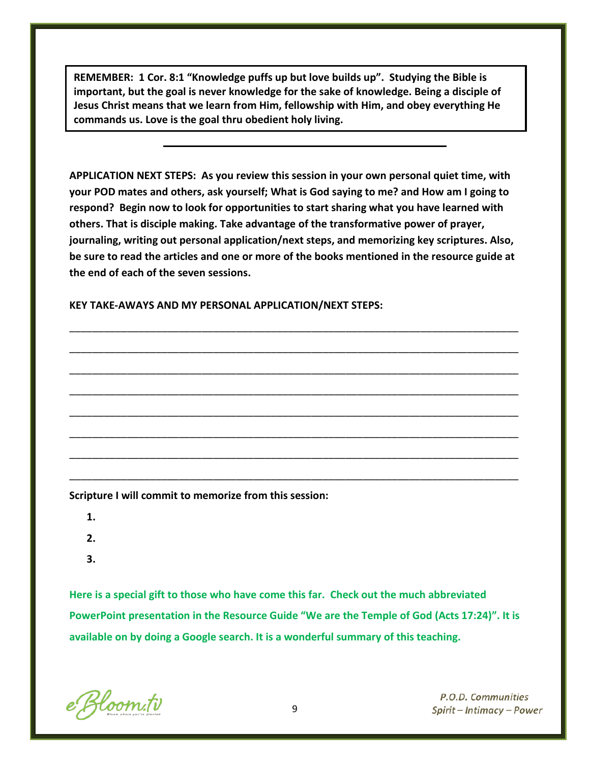**REMEMBER: 1 Cor. 8:1 "Knowledge puffs up but love builds up". Studying the Bible is important, but the goal is never knowledge for the sake of knowledge. Being a disciple of Jesus Christ means that we learn from Him, fellowship with Him, and obey everything He commands us. Love is the goal thru obedient holy living.**

---

**APPLICATION NEXT STEPS: As you review this session in your own personal quiet time, with your POD mates and others, ask yourself; What is God saying to me? and How am I going to respond? Begin now to look for opportunities to start sharing what you have learned with others. That is disciple making. Take advantage of the transformative power of prayer, journaling, writing out personal application/next steps, and memorizing key scriptures. Also, be sure to read the articles and one or more of the books mentioned in the resource guide at the end of each of the seven sessions.**

**KEY TAKE-AWAYS AND MY PERSONAL APPLICATION/NEXT STEPS:**

________________________________________________________________________________

________________________________________________________________________________

________________________________________________________________________________

________________________________________________________________________________

________________________________________________________________________________

________________________________________________________________________________

________________________________________________________________________________

________________________________________________________________________________

**Scripture I will commit to memorize from this session:**

1. 
2. 
3. 

**Here is a special gift to those who have come this far. Check out the much abbreviated PowerPoint presentation in the Resource Guide "We are the Temple of God (Acts 17:24)". It is available on by doing a Google search. It is a wonderful summary of this teaching.**